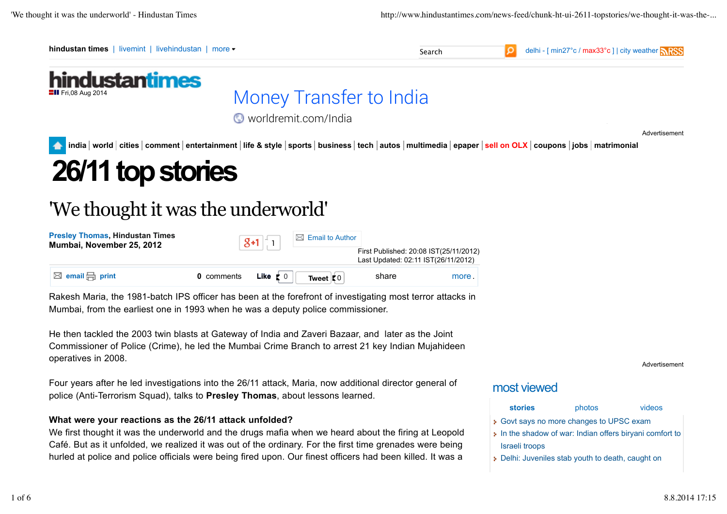# 26/11 top stories

## 'We thought it was the underworld'

**Presley Thomas**, **Hindustan Times**
**Mumbai, November 25, 2012**

First Published: 20:08 IST(25/11/2012)
Last Updated: 02:11 IST(26/11/2012)

Rakesh Maria, the 1981-batch IPS officer has been at the forefront of investigating most terror attacks in Mumbai, from the earliest one in 1993 when he was a deputy police commissioner.

He then tackled the 2003 twin blasts at Gateway of India and Zaveri Bazaar, and later as the Joint Commissioner of Police (Crime), he led the Mumbai Crime Branch to arrest 21 key Indian Mujahideen operatives in 2008.

Four years after he led investigations into the 26/11 attack, Maria, now additional director general of police (Anti-Terrorism Squad), talks to **Presley Thomas**, about lessons learned.

**What were your reactions as the 26/11 attack unfolded?**
We first thought it was the underworld and the drugs mafia when we heard about the firing at Leopold Café. But as it unfolded, we realized it was out of the ordinary. For the first time grenades were being hurled at police and police officials were being fired upon. Our finest officers had been killed. It was a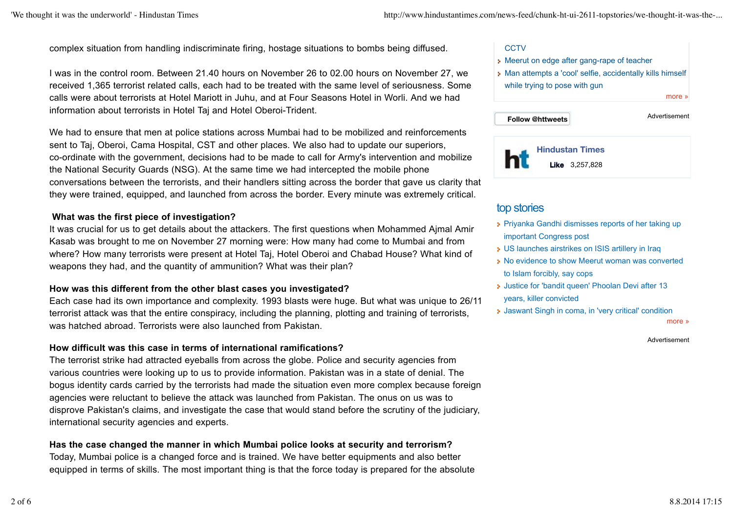complex situation from handling indiscriminate firing, hostage situations to bombs being diffused.

I was in the control room. Between 21.40 hours on November 26 to 02.00 hours on November 27, we received 1,365 terrorist related calls, each had to be treated with the same level of seriousness. Some calls were about terrorists at Hotel Mariott in Juhu, and at Four Seasons Hotel in Worli. And we had information about terrorists in Hotel Taj and Hotel Oberoi-Trident.

We had to ensure that men at police stations across Mumbai had to be mobilized and reinforcements sent to Taj, Oberoi, Cama Hospital, CST and other places. We also had to update our superiors, co-ordinate with the government, decisions had to be made to call for Army's intervention and mobilize the National Security Guards (NSG). At the same time we had intercepted the mobile phone conversations between the terrorists, and their handlers sitting across the border that gave us clarity that they were trained, equipped, and launched from across the border. Every minute was extremely critical.

**What was the first piece of investigation?**
It was crucial for us to get details about the attackers. The first questions when Mohammed Ajmal Amir Kasab was brought to me on November 27 morning were: How many had come to Mumbai and from where? How many terrorists were present at Hotel Taj, Hotel Oberoi and Chabad House? What kind of weapons they had, and the quantity of ammunition? What was their plan?

**How was this different from the other blast cases you investigated?**
Each case had its own importance and complexity. 1993 blasts were huge. But what was unique to 26/11 terrorist attack was that the entire conspiracy, including the planning, plotting and training of terrorists, was hatched abroad. Terrorists were also launched from Pakistan.

**How difficult was this case in terms of international ramifications?**
The terrorist strike had attracted eyeballs from across the globe. Police and security agencies from various countries were looking up to us to provide information. Pakistan was in a state of denial. The bogus identity cards carried by the terrorists had made the situation even more complex because foreign agencies were reluctant to believe the attack was launched from Pakistan. The onus on us was to disprove Pakistan's claims, and investigate the case that would stand before the scrutiny of the judiciary, international security agencies and experts.

**Has the case changed the manner in which Mumbai police looks at security and terrorism?**
Today, Mumbai police is a changed force and is trained. We have better equipments and also better equipped in terms of skills. The most important thing is that the force today is prepared for the absolute

CCTV
- Meerut on edge after gang-rape of teacher
- Man attempts a 'cool' selfie, accidentally kills himself while trying to pose with gun

more »

Follow @httweets

Advertisement

Hindustan Times
Like 3,257,828

## top stories

- Priyanka Gandhi dismisses reports of her taking up important Congress post
- US launches airstrikes on ISIS artillery in Iraq
- No evidence to show Meerut woman was converted to Islam forcibly, say cops
- Justice for 'bandit queen' Phoolan Devi after 13 years, killer convicted
- Jaswant Singh in coma, in 'very critical' condition

more »

Advertisement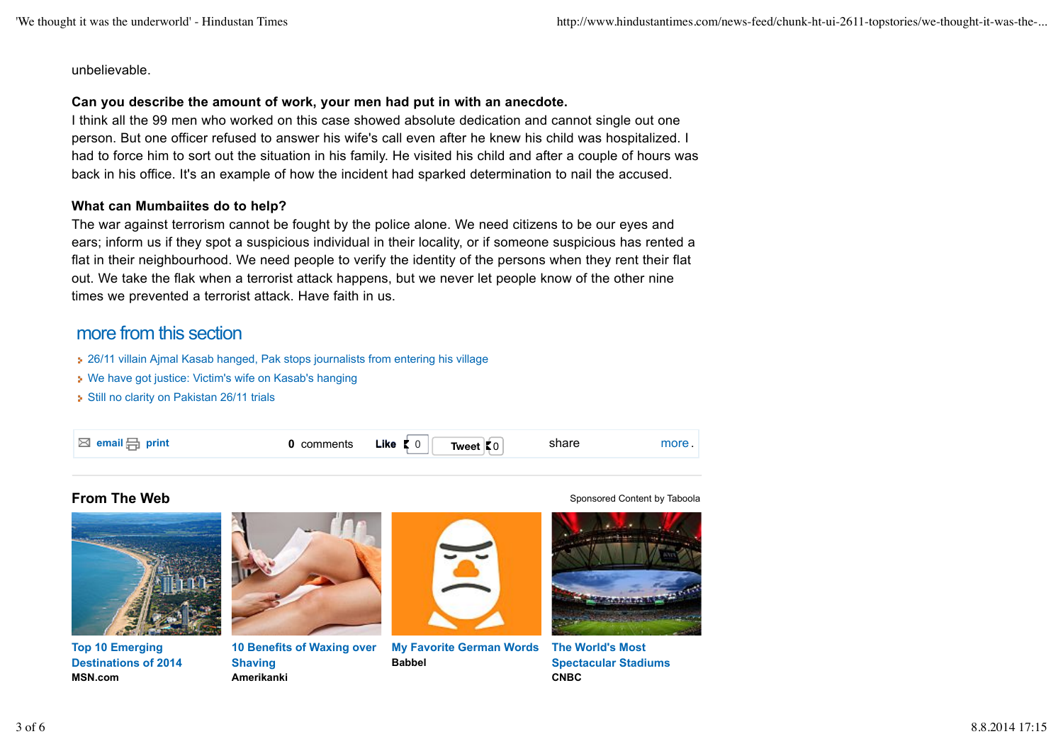unbelievable.

**Can you describe the amount of work, your men had put in with an anecdote.**
I think all the 99 men who worked on this case showed absolute dedication and cannot single out one person. But one officer refused to answer his wife's call even after he knew his child was hospitalized. I had to force him to sort out the situation in his family. He visited his child and after a couple of hours was back in his office. It's an example of how the incident had sparked determination to nail the accused.

**What can Mumbaiites do to help?**
The war against terrorism cannot be fought by the police alone. We need citizens to be our eyes and ears; inform us if they spot a suspicious individual in their locality, or if someone suspicious has rented a flat in their neighbourhood. We need people to verify the identity of the persons when they rent their flat out. We take the flak when a terrorist attack happens, but we never let people know of the other nine times we prevented a terrorist attack. Have faith in us.

## more from this section

- 26/11 villain Ajmal Kasab hanged, Pak stops journalists from entering his village
- We have got justice: Victim's wife on Kasab's hanging
- Still no clarity on Pakistan 26/11 trials

email print 0 comments Like 0 Tweet 0 share more.

### From The Web

Sponsored Content by Taboola

**Top 10 Emerging Destinations of 2014**
MSN.com

**10 Benefits of Waxing over Shaving**
Amerikanki

**My Favorite German Words**
Babbel

**The World's Most Spectacular Stadiums**
CNBC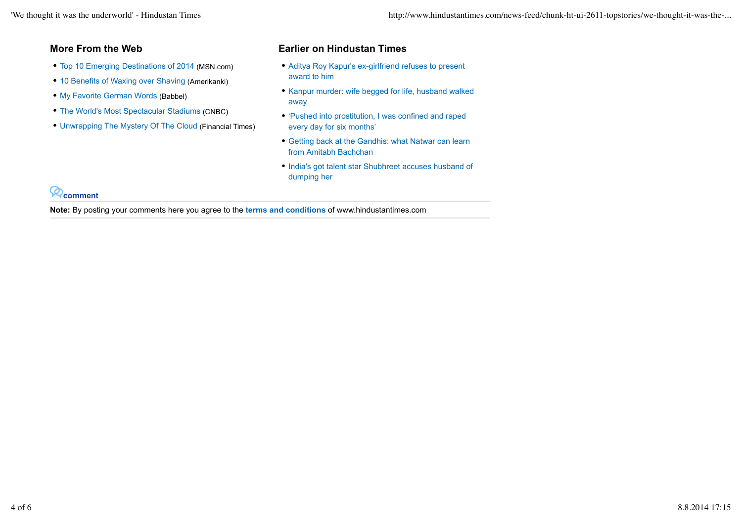## More From the Web

- Top 10 Emerging Destinations of 2014 (MSN.com)
- 10 Benefits of Waxing over Shaving (Amerikanki)
- My Favorite German Words (Babbel)
- The World's Most Spectacular Stadiums (CNBC)
- Unwrapping The Mystery Of The Cloud (Financial Times)

## Earlier on Hindustan Times

- Aditya Roy Kapur's ex-girlfriend refuses to present award to him
- Kanpur murder: wife begged for life, husband walked away
- ‘Pushed into prostitution, I was confined and raped every day for six months’
- Getting back at the Gandhis: what Natwar can learn from Amitabh Bachchan
- India's got talent star Shubhreet accuses husband of dumping her

**comment**

**Note:** By posting your comments here you agree to the **terms and conditions** of www.hindustantimes.com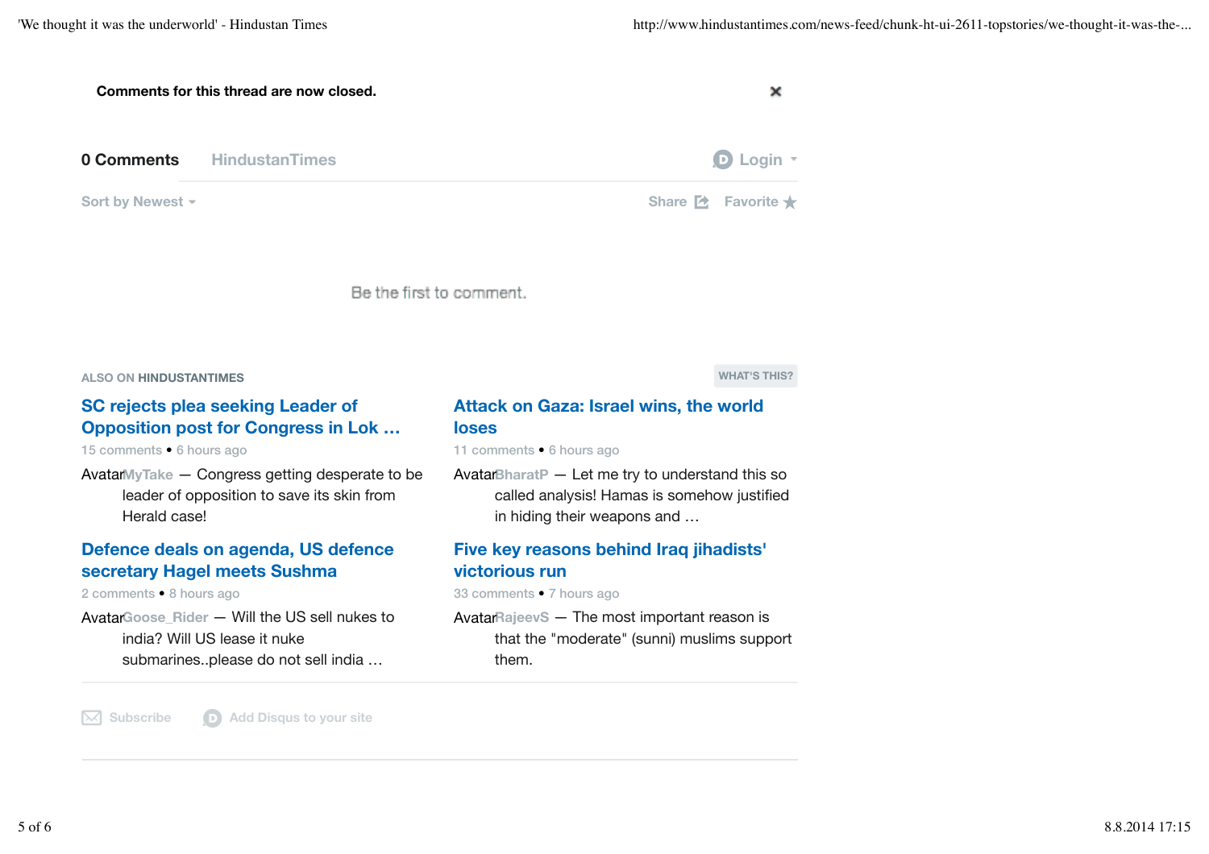**Comments for this thread are now closed.**

×

**0 Comments** HindustanTimes Login

Sort by Newest Share Favorite

Be the first to comment.

ALSO ON **HINDUSTANTIMES** WHAT'S THIS?

**SC rejects plea seeking Leader of Opposition post for Congress in Lok …**

15 comments • 6 hours ago

AvatarMyTake — Congress getting desperate to be leader of opposition to save its skin from Herald case!

**Attack on Gaza: Israel wins, the world loses**

11 comments • 6 hours ago

AvatarBharatP — Let me try to understand this so called analysis! Hamas is somehow justified in hiding their weapons and …

**Defence deals on agenda, US defence secretary Hagel meets Sushma**

2 comments • 8 hours ago

AvatarGoose_Rider — Will the US sell nukes to india? Will US lease it nuke submarines..please do not sell india …

**Five key reasons behind Iraq jihadists' victorious run**

33 comments • 7 hours ago

AvatarRajeevS — The most important reason is that the "moderate" (sunni) muslims support them.

Subscribe Add Disqus to your site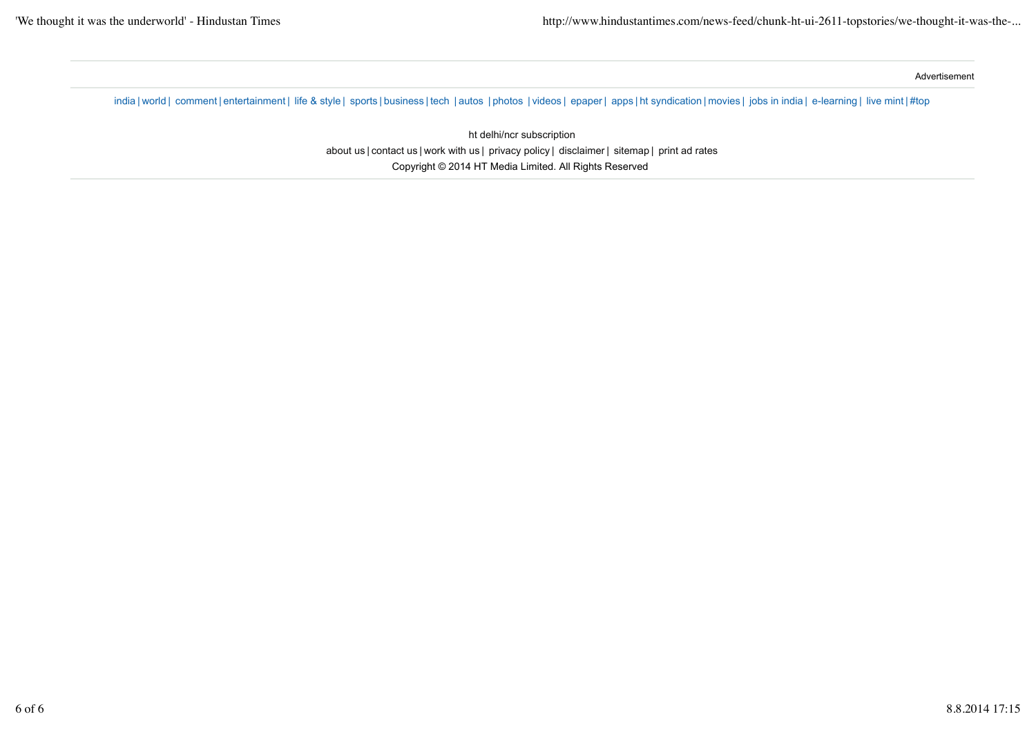Advertisement

india | world | comment | entertainment | life & style | sports | business | tech | autos | photos | videos | epaper | apps | ht syndication | movies | jobs in india | e-learning | live mint | #top

ht delhi/ncr subscription

about us | contact us | work with us | privacy policy | disclaimer | sitemap | print ad rates

Copyright © 2014 HT Media Limited. All Rights Reserved